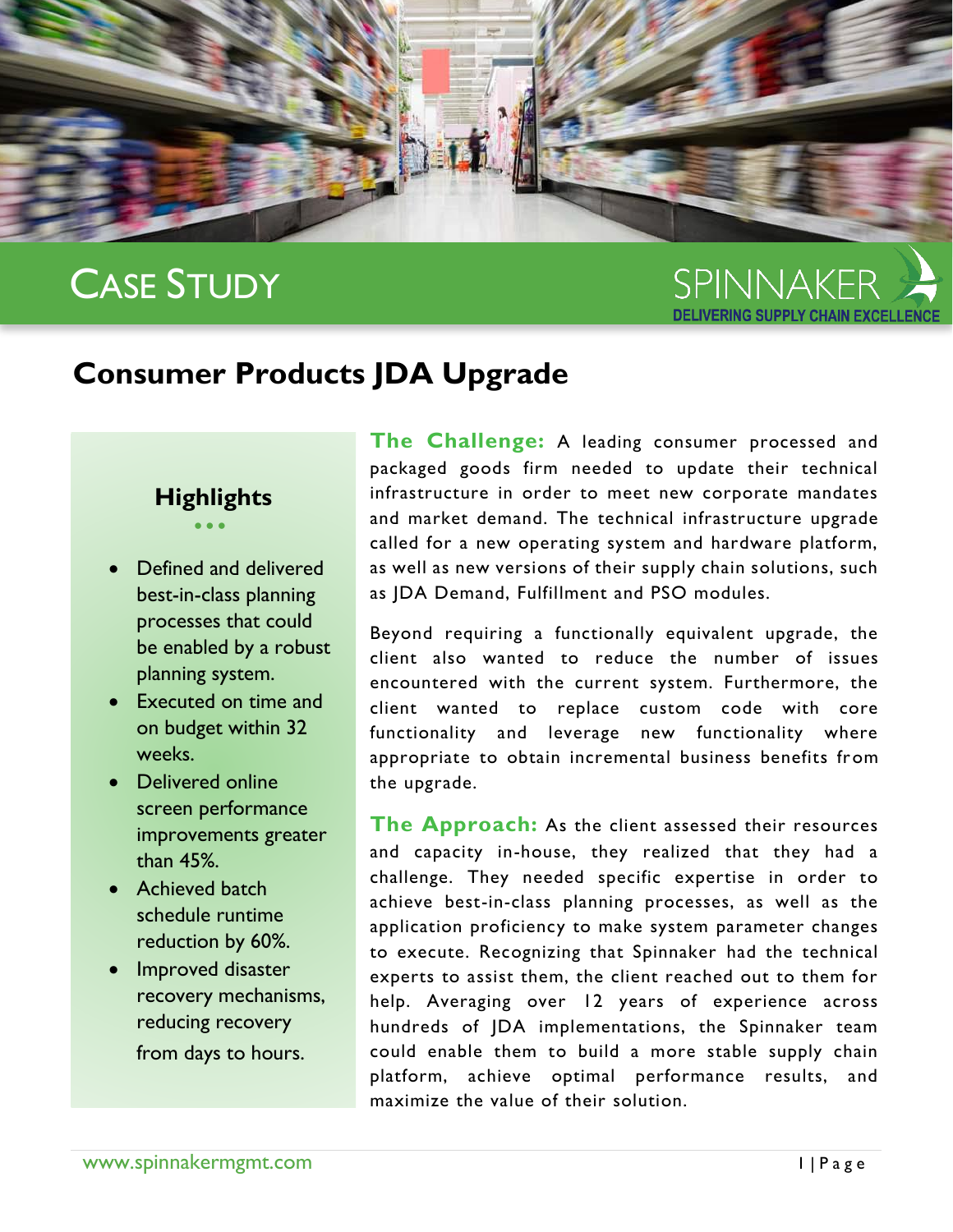# Case Study

SPINNAKER
DELIVERING SUPPLY CHAIN EXCELLENCE

## Consumer Products JDA Upgrade

### Highlights

- Defined and delivered best-in-class planning processes that could be enabled by a robust planning system.
- Executed on time and on budget within 32 weeks.
- Delivered online screen performance improvements greater than 45%.
- Achieved batch schedule runtime reduction by 60%.
- Improved disaster recovery mechanisms, reducing recovery from days to hours.

**The Challenge:** A leading consumer processed and packaged goods firm needed to update their technical infrastructure in order to meet new corporate mandates and market demand. The technical infrastructure upgrade called for a new operating system and hardware platform, as well as new versions of their supply chain solutions, such as JDA Demand, Fulfillment and PSO modules.

Beyond requiring a functionally equivalent upgrade, the client also wanted to reduce the number of issues encountered with the current system. Furthermore, the client wanted to replace custom code with core functionality and leverage new functionality where appropriate to obtain incremental business benefits from the upgrade.

**The Approach:** As the client assessed their resources and capacity in-house, they realized that they had a challenge. They needed specific expertise in order to achieve best-in-class planning processes, as well as the application proficiency to make system parameter changes to execute. Recognizing that Spinnaker had the technical experts to assist them, the client reached out to them for help. Averaging over 12 years of experience across hundreds of JDA implementations, the Spinnaker team could enable them to build a more stable supply chain platform, achieve optimal performance results, and maximize the value of their solution.

www.spinnakermgmt.com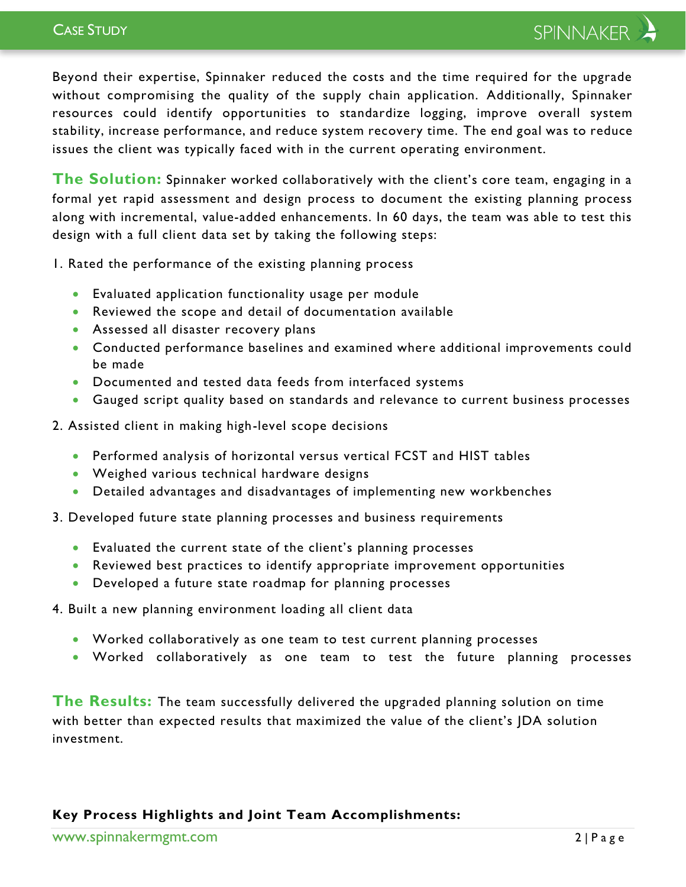Beyond their expertise, Spinnaker reduced the costs and the time required for the upgrade without compromising the quality of the supply chain application. Additionally, Spinnaker resources could identify opportunities to standardize logging, improve overall system stability, increase performance, and reduce system recovery time. The end goal was to reduce issues the client was typically faced with in the current operating environment.

**The Solution:** Spinnaker worked collaboratively with the client's core team, engaging in a formal yet rapid assessment and design process to document the existing planning process along with incremental, value-added enhancements. In 60 days, the team was able to test this design with a full client data set by taking the following steps:

1. Rated the performance of the existing planning process
   - Evaluated application functionality usage per module
   - Reviewed the scope and detail of documentation available
   - Assessed all disaster recovery plans
   - Conducted performance baselines and examined where additional improvements could be made
   - Documented and tested data feeds from interfaced systems
   - Gauged script quality based on standards and relevance to current business processes
2. Assisted client in making high-level scope decisions
   - Performed analysis of horizontal versus vertical FCST and HIST tables
   - Weighed various technical hardware designs
   - Detailed advantages and disadvantages of implementing new workbenches
3. Developed future state planning processes and business requirements
   - Evaluated the current state of the client's planning processes
   - Reviewed best practices to identify appropriate improvement opportunities
   - Developed a future state roadmap for planning processes
4. Built a new planning environment loading all client data
   - Worked collaboratively as one team to test current planning processes
   - Worked collaboratively as one team to test the future planning processes

**The Results:** The team successfully delivered the upgraded planning solution on time with better than expected results that maximized the value of the client's JDA solution investment.

**Key Process Highlights and Joint Team Accomplishments:**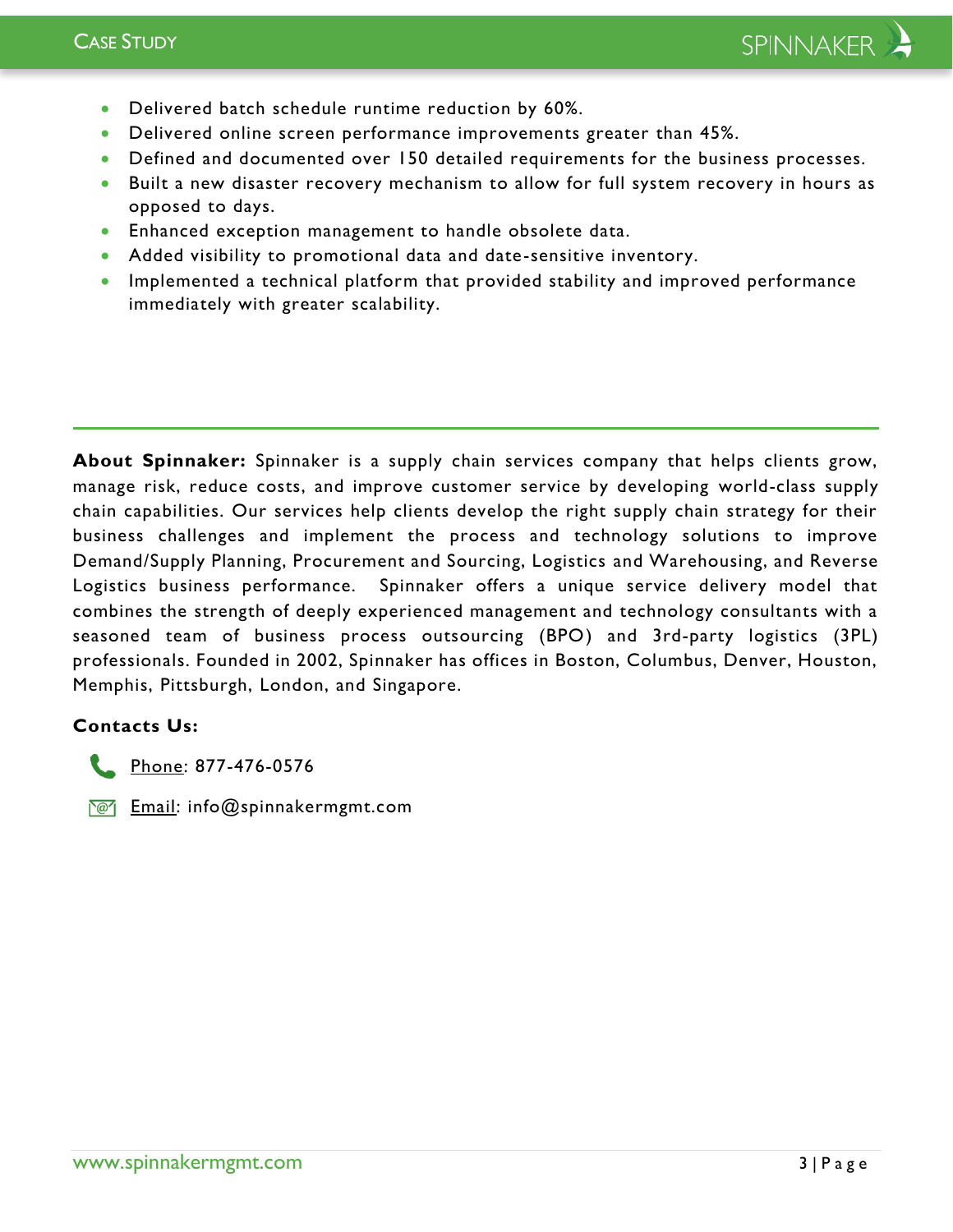- Delivered batch schedule runtime reduction by 60%.
- Delivered online screen performance improvements greater than 45%.
- Defined and documented over 150 detailed requirements for the business processes.
- Built a new disaster recovery mechanism to allow for full system recovery in hours as opposed to days.
- Enhanced exception management to handle obsolete data.
- Added visibility to promotional data and date-sensitive inventory.
- Implemented a technical platform that provided stability and improved performance immediately with greater scalability.

---

**About Spinnaker:** Spinnaker is a supply chain services company that helps clients grow, manage risk, reduce costs, and improve customer service by developing world-class supply chain capabilities. Our services help clients develop the right supply chain strategy for their business challenges and implement the process and technology solutions to improve Demand/Supply Planning, Procurement and Sourcing, Logistics and Warehousing, and Reverse Logistics business performance. Spinnaker offers a unique service delivery model that combines the strength of deeply experienced management and technology consultants with a seasoned team of business process outsourcing (BPO) and 3rd-party logistics (3PL) professionals. Founded in 2002, Spinnaker has offices in Boston, Columbus, Denver, Houston, Memphis, Pittsburgh, London, and Singapore.

**Contacts Us:**

Phone: 877-476-0576

Email: info@spinnakermgmt.com